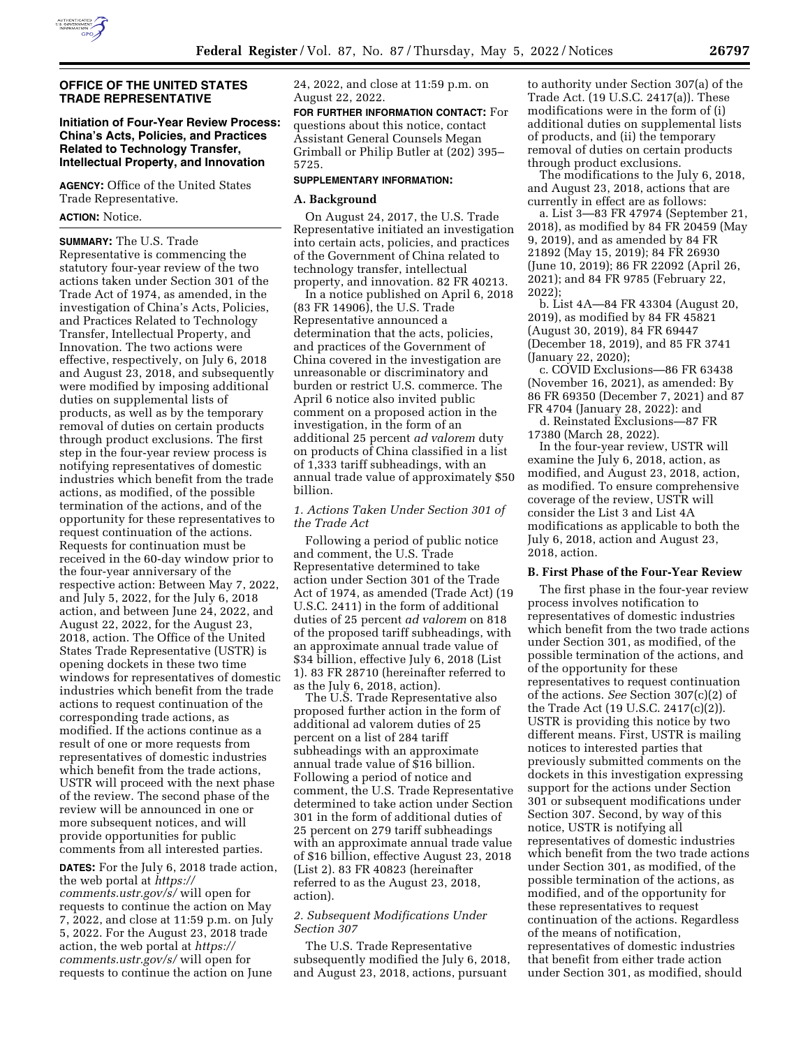## OFFICE OF THE UNITED STATES TRADE REPRESENTATIVE

### Initiation of Four-Year Review Process: China's Acts, Policies, and Practices Related to Technology Transfer, Intellectual Property, and Innovation

**AGENCY:** Office of the United States Trade Representative.

**ACTION:** Notice.

**SUMMARY:** The U.S. Trade Representative is commencing the statutory four-year review of the two actions taken under Section 301 of the Trade Act of 1974, as amended, in the investigation of China's Acts, Policies, and Practices Related to Technology Transfer, Intellectual Property, and Innovation. The two actions were effective, respectively, on July 6, 2018 and August 23, 2018, and subsequently were modified by imposing additional duties on supplemental lists of products, as well as by the temporary removal of duties on certain products through product exclusions. The first step in the four-year review process is notifying representatives of domestic industries which benefit from the trade actions, as modified, of the possible termination of the actions, and of the opportunity for these representatives to request continuation of the actions. Requests for continuation must be received in the 60-day window prior to the four-year anniversary of the respective action: Between May 7, 2022, and July 5, 2022, for the July 6, 2018 action, and between June 24, 2022, and August 22, 2022, for the August 23, 2018, action. The Office of the United States Trade Representative (USTR) is opening dockets in these two time windows for representatives of domestic industries which benefit from the trade actions to request continuation of the corresponding trade actions, as modified. If the actions continue as a result of one or more requests from representatives of domestic industries which benefit from the trade actions, USTR will proceed with the next phase of the review. The second phase of the review will be announced in one or more subsequent notices, and will provide opportunities for public comments from all interested parties.

**DATES:** For the July 6, 2018 trade action, the web portal at *https://comments.ustr.gov/s/* will open for requests to continue the action on May 7, 2022, and close at 11:59 p.m. on July 5, 2022. For the August 23, 2018 trade action, the web portal at *https://comments.ustr.gov/s/* will open for requests to continue the action on June 24, 2022, and close at 11:59 p.m. on August 22, 2022.

**FOR FURTHER INFORMATION CONTACT:** For questions about this notice, contact Assistant General Counsels Megan Grimball or Philip Butler at (202) 395–5725.

**SUPPLEMENTARY INFORMATION:**

#### A. Background

On August 24, 2017, the U.S. Trade Representative initiated an investigation into certain acts, policies, and practices of the Government of China related to technology transfer, intellectual property, and innovation. 82 FR 40213.

In a notice published on April 6, 2018 (83 FR 14906), the U.S. Trade Representative announced a determination that the acts, policies, and practices of the Government of China covered in the investigation are unreasonable or discriminatory and burden or restrict U.S. commerce. The April 6 notice also invited public comment on a proposed action in the investigation, in the form of an additional 25 percent *ad valorem* duty on products of China classified in a list of 1,333 tariff subheadings, with an annual trade value of approximately $50 billion.

*1. Actions Taken Under Section 301 of the Trade Act*

Following a period of public notice and comment, the U.S. Trade Representative determined to take action under Section 301 of the Trade Act of 1974, as amended (Trade Act) (19 U.S.C. 2411) in the form of additional duties of 25 percent *ad valorem* on 818 of the proposed tariff subheadings, with an approximate annual trade value of $34 billion, effective July 6, 2018 (List 1). 83 FR 28710 (hereinafter referred to as the July 6, 2018, action).

The U.S. Trade Representative also proposed further action in the form of additional ad valorem duties of 25 percent on a list of 284 tariff subheadings with an approximate annual trade value of $16 billion. Following a period of notice and comment, the U.S. Trade Representative determined to take action under Section 301 in the form of additional duties of 25 percent on 279 tariff subheadings with an approximate annual trade value of $16 billion, effective August 23, 2018 (List 2). 83 FR 40823 (hereinafter referred to as the August 23, 2018, action).

*2. Subsequent Modifications Under Section 307*

The U.S. Trade Representative subsequently modified the July 6, 2018, and August 23, 2018, actions, pursuant to authority under Section 307(a) of the Trade Act. (19 U.S.C. 2417(a)). These modifications were in the form of (i) additional duties on supplemental lists of products, and (ii) the temporary removal of duties on certain products through product exclusions.

The modifications to the July 6, 2018, and August 23, 2018, actions that are currently in effect are as follows:

a. List 3—83 FR 47974 (September 21, 2018), as modified by 84 FR 20459 (May 9, 2019), and as amended by 84 FR 21892 (May 15, 2019); 84 FR 26930 (June 10, 2019); 86 FR 22092 (April 26, 2021); and 84 FR 9785 (February 22, 2022);

b. List 4A—84 FR 43304 (August 20, 2019), as modified by 84 FR 45821 (August 30, 2019), 84 FR 69447 (December 18, 2019), and 85 FR 3741 (January 22, 2020);

c. COVID Exclusions—86 FR 63438 (November 16, 2021), as amended: By 86 FR 69350 (December 7, 2021) and 87 FR 4704 (January 28, 2022): and

d. Reinstated Exclusions—87 FR 17380 (March 28, 2022).

In the four-year review, USTR will examine the July 6, 2018, action, as modified, and August 23, 2018, action, as modified. To ensure comprehensive coverage of the review, USTR will consider the List 3 and List 4A modifications as applicable to both the July 6, 2018, action and August 23, 2018, action.

#### B. First Phase of the Four-Year Review

The first phase in the four-year review process involves notification to representatives of domestic industries which benefit from the two trade actions under Section 301, as modified, of the possible termination of the actions, and of the opportunity for these representatives to request continuation of the actions. *See* Section 307(c)(2) of the Trade Act (19 U.S.C. 2417(c)(2)). USTR is providing this notice by two different means. First, USTR is mailing notices to interested parties that previously submitted comments on the dockets in this investigation expressing support for the actions under Section 301 or subsequent modifications under Section 307. Second, by way of this notice, USTR is notifying all representatives of domestic industries which benefit from the two trade actions under Section 301, as modified, of the possible termination of the actions, as modified, and of the opportunity for these representatives to request continuation of the actions. Regardless of the means of notification, representatives of domestic industries that benefit from either trade action under Section 301, as modified, should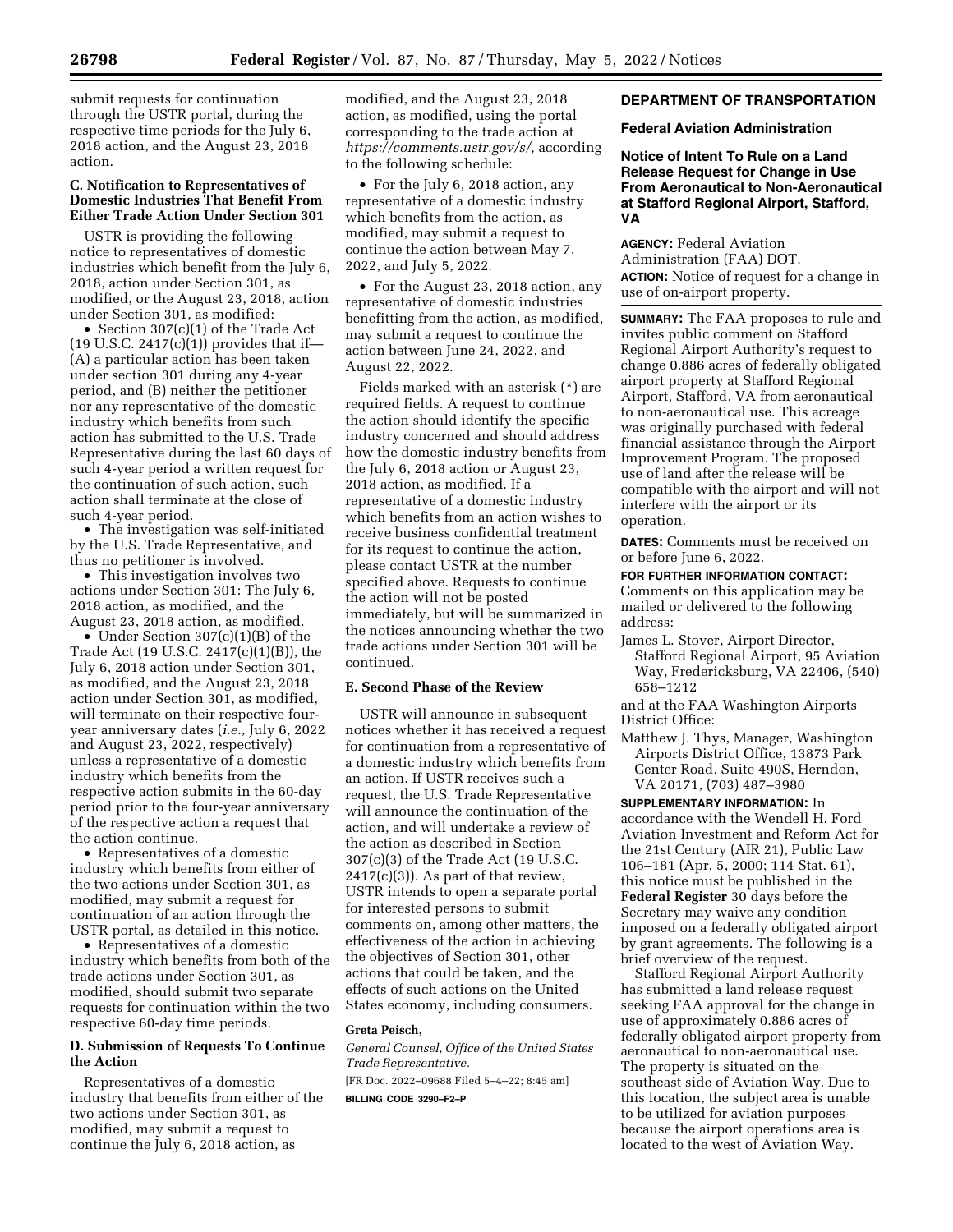submit requests for continuation through the USTR portal, during the respective time periods for the July 6, 2018 action, and the August 23, 2018 action.

### C. Notification to Representatives of Domestic Industries That Benefit From Either Trade Action Under Section 301

USTR is providing the following notice to representatives of domestic industries which benefit from the July 6, 2018, action under Section 301, as modified, or the August 23, 2018, action under Section 301, as modified:

- Section 307(c)(1) of the Trade Act (19 U.S.C. 2417(c)(1)) provides that if— (A) a particular action has been taken under section 301 during any 4-year period, and (B) neither the petitioner nor any representative of the domestic industry which benefits from such action has submitted to the U.S. Trade Representative during the last 60 days of such 4-year period a written request for the continuation of such action, such action shall terminate at the close of such 4-year period.
- The investigation was self-initiated by the U.S. Trade Representative, and thus no petitioner is involved.
- This investigation involves two actions under Section 301: The July 6, 2018 action, as modified, and the August 23, 2018 action, as modified.
- Under Section 307(c)(1)(B) of the Trade Act (19 U.S.C. 2417(c)(1)(B)), the July 6, 2018 action under Section 301, as modified, and the August 23, 2018 action under Section 301, as modified, will terminate on their respective four-year anniversary dates (*i.e.,* July 6, 2022 and August 23, 2022, respectively) unless a representative of a domestic industry which benefits from the respective action submits in the 60-day period prior to the four-year anniversary of the respective action a request that the action continue.
- Representatives of a domestic industry which benefits from either of the two actions under Section 301, as modified, may submit a request for continuation of an action through the USTR portal, as detailed in this notice.
- Representatives of a domestic industry which benefits from both of the trade actions under Section 301, as modified, should submit two separate requests for continuation within the two respective 60-day time periods.

### D. Submission of Requests To Continue the Action

Representatives of a domestic industry that benefits from either of the two actions under Section 301, as modified, may submit a request to continue the July 6, 2018 action, as modified, and the August 23, 2018 action, as modified, using the portal corresponding to the trade action at *https://comments.ustr.gov/s/,* according to the following schedule:

- For the July 6, 2018 action, any representative of a domestic industry which benefits from the action, as modified, may submit a request to continue the action between May 7, 2022, and July 5, 2022.
- For the August 23, 2018 action, any representative of domestic industries benefitting from the action, as modified, may submit a request to continue the action between June 24, 2022, and August 22, 2022.

Fields marked with an asterisk (*) are required fields. A request to continue the action should identify the specific industry concerned and should address how the domestic industry benefits from the July 6, 2018 action or August 23, 2018 action, as modified. If a representative of a domestic industry which benefits from an action wishes to receive business confidential treatment for its request to continue the action, please contact USTR at the number specified above. Requests to continue the action will not be posted immediately, but will be summarized in the notices announcing whether the two trade actions under Section 301 will be continued.

### E. Second Phase of the Review

USTR will announce in subsequent notices whether it has received a request for continuation from a representative of a domestic industry which benefits from an action. If USTR receives such a request, the U.S. Trade Representative will announce the continuation of the action, and will undertake a review of the action as described in Section 307(c)(3) of the Trade Act (19 U.S.C. 2417(c)(3)). As part of that review, USTR intends to open a separate portal for interested persons to submit comments on, among other matters, the effectiveness of the action in achieving the objectives of Section 301, other actions that could be taken, and the effects of such actions on the United States economy, including consumers.

**Greta Peisch,**

*General Counsel, Office of the United States Trade Representative.*

[FR Doc. 2022–09688 Filed 5–4–22; 8:45 am]

**BILLING CODE 3290–F2–P**

## DEPARTMENT OF TRANSPORTATION

### Federal Aviation Administration

### Notice of Intent To Rule on a Land Release Request for Change in Use From Aeronautical to Non-Aeronautical at Stafford Regional Airport, Stafford, VA

**AGENCY:** Federal Aviation Administration (FAA) DOT.

**ACTION:** Notice of request for a change in use of on-airport property.

**SUMMARY:** The FAA proposes to rule and invites public comment on Stafford Regional Airport Authority's request to change 0.886 acres of federally obligated airport property at Stafford Regional Airport, Stafford, VA from aeronautical to non-aeronautical use. This acreage was originally purchased with federal financial assistance through the Airport Improvement Program. The proposed use of land after the release will be compatible with the airport and will not interfere with the airport or its operation.

**DATES:** Comments must be received on or before June 6, 2022.

**FOR FURTHER INFORMATION CONTACT:** Comments on this application may be mailed or delivered to the following address:

James L. Stover, Airport Director, Stafford Regional Airport, 95 Aviation Way, Fredericksburg, VA 22406, (540) 658–1212

and at the FAA Washington Airports District Office:

Matthew J. Thys, Manager, Washington Airports District Office, 13873 Park Center Road, Suite 490S, Herndon, VA 20171, (703) 487–3980

**SUPPLEMENTARY INFORMATION:** In accordance with the Wendell H. Ford Aviation Investment and Reform Act for the 21st Century (AIR 21), Public Law 106–181 (Apr. 5, 2000; 114 Stat. 61), this notice must be published in the **Federal Register** 30 days before the Secretary may waive any condition imposed on a federally obligated airport by grant agreements. The following is a brief overview of the request.

Stafford Regional Airport Authority has submitted a land release request seeking FAA approval for the change in use of approximately 0.886 acres of federally obligated airport property from aeronautical to non-aeronautical use. The property is situated on the southeast side of Aviation Way. Due to this location, the subject area is unable to be utilized for aviation purposes because the airport operations area is located to the west of Aviation Way.